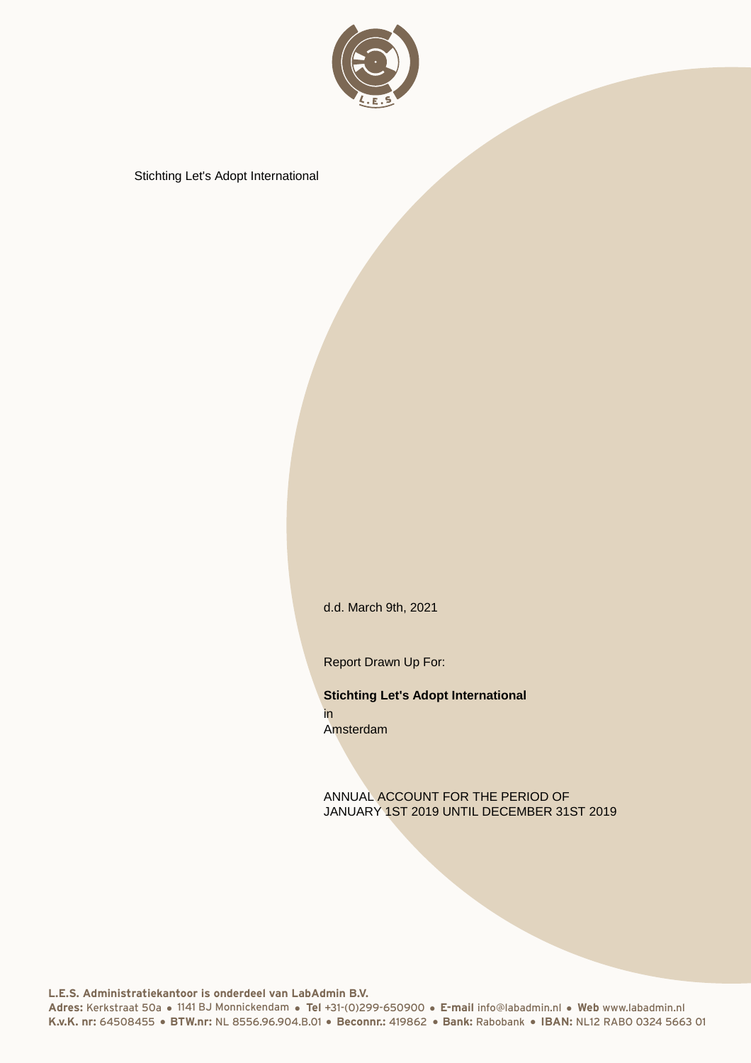Stichting Let's Adopt International

d.d. March 9th, 2021

Report Drawn Up For:

**Stichting Let's Adopt International**
in
Amsterdam

ANNUAL ACCOUNT FOR THE PERIOD OF
JANUARY 1ST 2019 UNTIL DECEMBER 31ST 2019

**L.E.S. Administratiekantoor is onderdeel van LabAdmin B.V.**
**Adres:** Kerkstraat 50a • 1141 BJ Monnickendam • **Tel** +31-(0)299-650900 • **E-mail** info@labadmin.nl • **Web** www.labadmin.nl
**K.v.K. nr:** 64508455 • **BTW.nr:** NL 8556.96.904.B.01 • **Beconnr.:** 419862 • **Bank:** Rabobank • **IBAN:** NL12 RABO 0324 5663 01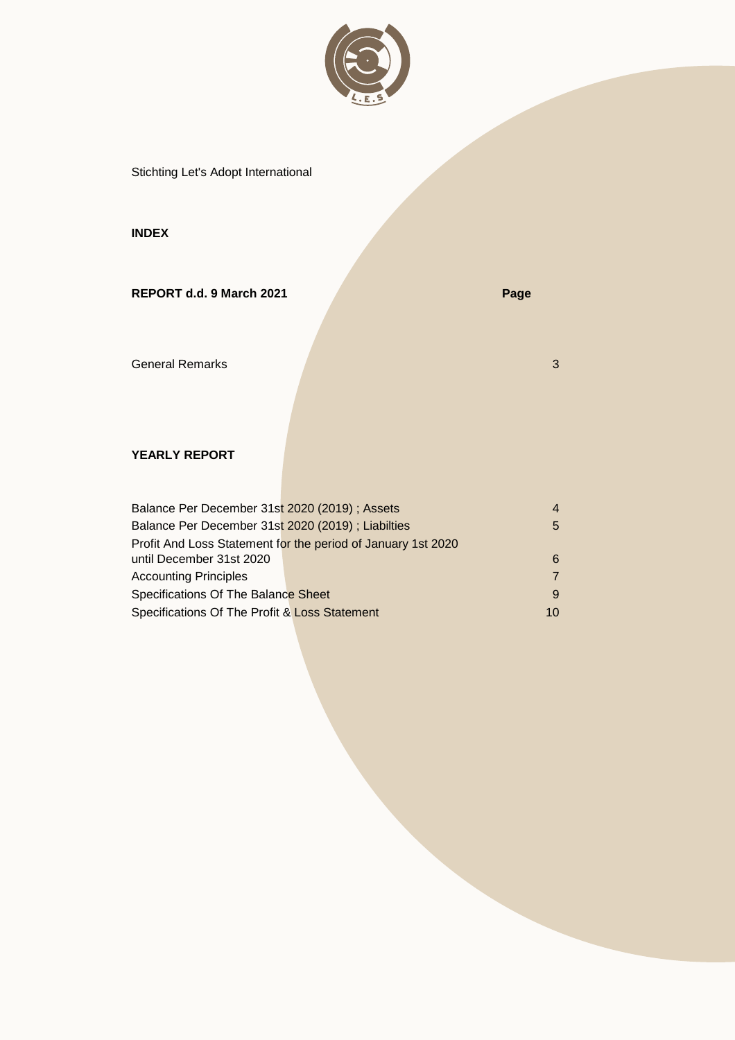Stichting Let's Adopt International

**INDEX**

| **REPORT d.d. 9 March 2021** | **Page** |
| --- | --- |
| General Remarks | 3 |

**YEARLY REPORT**

| | |
| --- | --- |
| Balance Per December 31st 2020 (2019) ; Assets | 4 |
| Balance Per December 31st 2020 (2019) ; Liabilties | 5 |
| Profit And Loss Statement for the period of January 1st 2020 until December 31st 2020 | 6 |
| Accounting Principles | 7 |
| Specifications Of The Balance Sheet | 9 |
| Specifications Of The Profit & Loss Statement | 10 |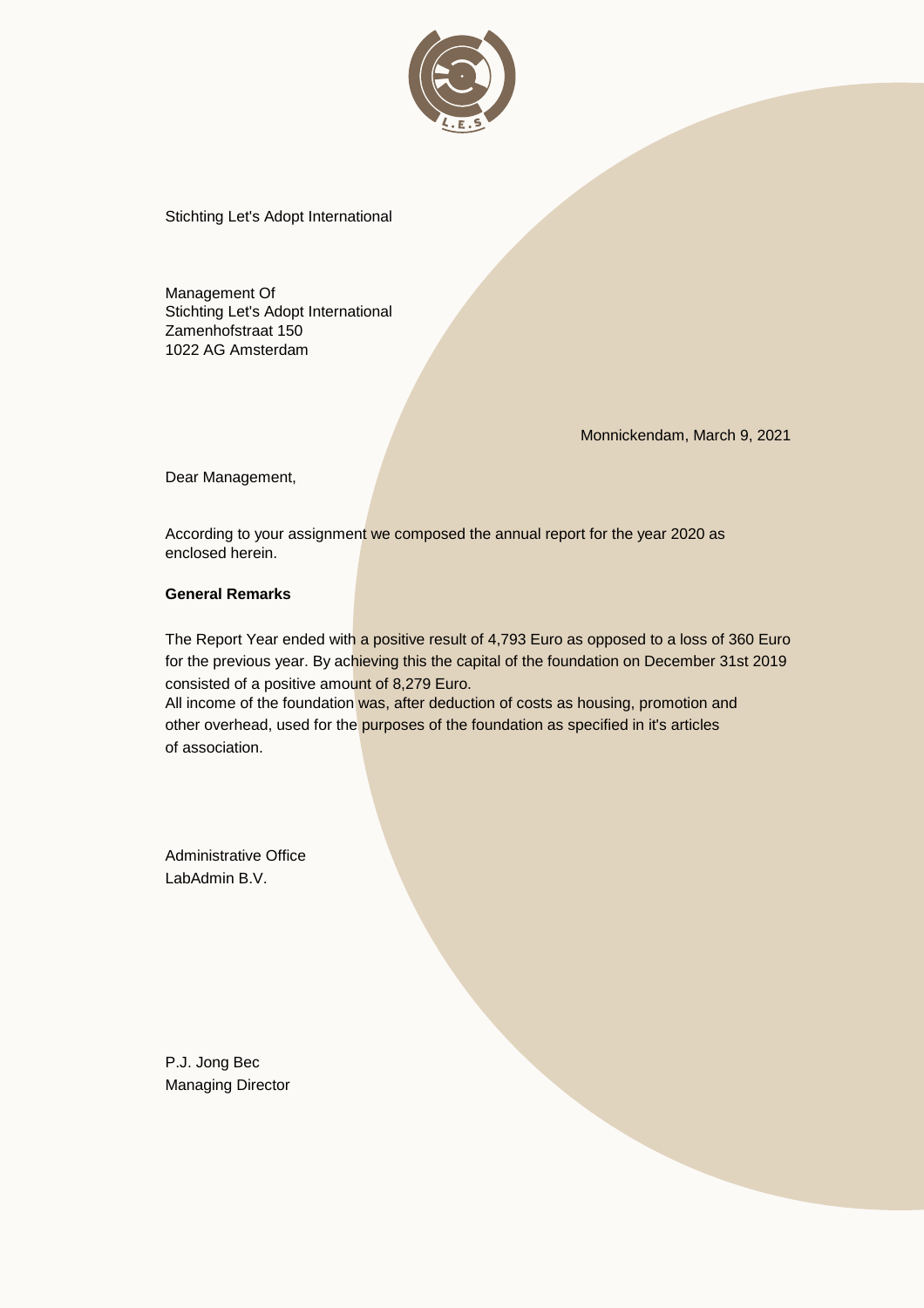Stichting Let's Adopt International

Management Of
Stichting Let's Adopt International
Zamenhofstraat 150
1022 AG Amsterdam

Monnickendam, March 9, 2021

Dear Management,

According to your assignment we composed the annual report for the year 2020 as enclosed herein.

**General Remarks**

The Report Year ended with a positive result of 4,793 Euro as opposed to a loss of 360 Euro for the previous year. By achieving this the capital of the foundation on December 31st 2019 consisted of a positive amount of 8,279 Euro.
All income of the foundation was, after deduction of costs as housing, promotion and other overhead, used for the purposes of the foundation as specified in it's articles of association.

Administrative Office
LabAdmin B.V.

P.J. Jong Bec
Managing Director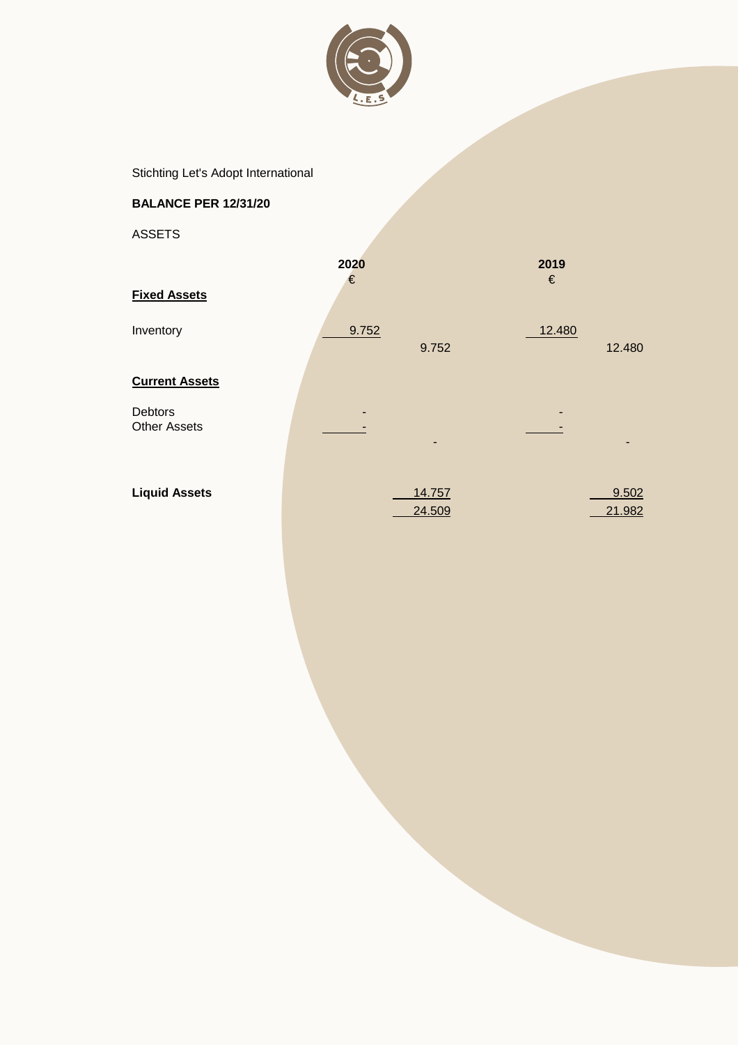Stichting Let's Adopt International

**BALANCE PER 12/31/20**

ASSETS

| | 2020 | | 2019 | |
|---|---|---|---|---|
| | € | | € | |
| **Fixed Assets** | | | | |
| Inventory | 9.752 | | 12.480 | |
| | | 9.752 | | 12.480 |
| **Current Assets** | | | | |
| Debtors | - | | - | |
| Other Assets | - | | - | |
| | | - | | - |
| **Liquid Assets** | | 14.757 | | 9.502 |
| | | 24.509 | | 21.982 |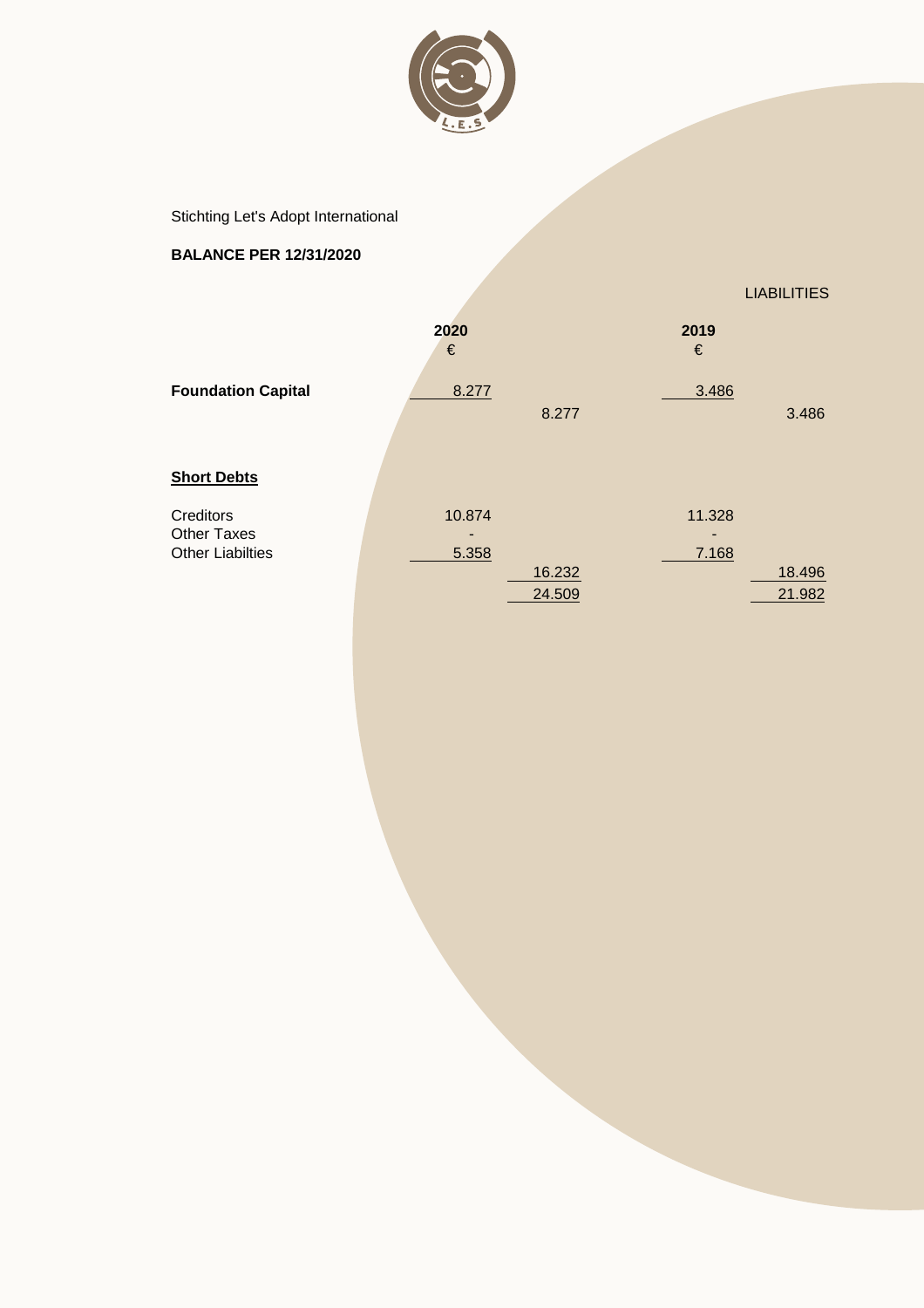Stichting Let's Adopt International

**BALANCE PER 12/31/2020**

LIABILITIES

| | 2020 € | | 2019 € | |
|---|---|---|---|---|
| **Foundation Capital** | 8.277 | | 3.486 | |
| | | 8.277 | | 3.486 |
| **Short Debts** | | | | |
| Creditors | 10.874 | | 11.328 | |
| Other Taxes | - | | - | |
| Other Liabilties | 5.358 | | 7.168 | |
| | | 16.232 | | 18.496 |
| | | 24.509 | | 21.982 |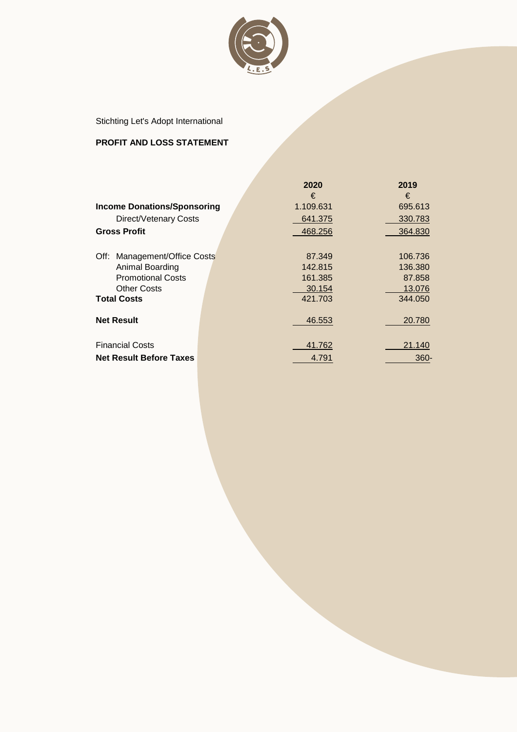Stichting Let's Adopt International

**PROFIT AND LOSS STATEMENT**

| | 2020 | 2019 |
|---|---|---|
| | € | € |
| **Income Donations/Sponsoring** | 1.109.631 | 695.613 |
| Direct/Vetenary Costs | 641.375 | 330.783 |
| **Gross Profit** | 468.256 | 364.830 |
| | | |
| Off: Management/Office Costs | 87.349 | 106.736 |
| Animal Boarding | 142.815 | 136.380 |
| Promotional Costs | 161.385 | 87.858 |
| Other Costs | 30.154 | 13.076 |
| **Total Costs** | 421.703 | 344.050 |
| | | |
| **Net Result** | 46.553 | 20.780 |
| | | |
| Financial Costs | 41.762 | 21.140 |
| **Net Result Before Taxes** | 4.791 | 360- |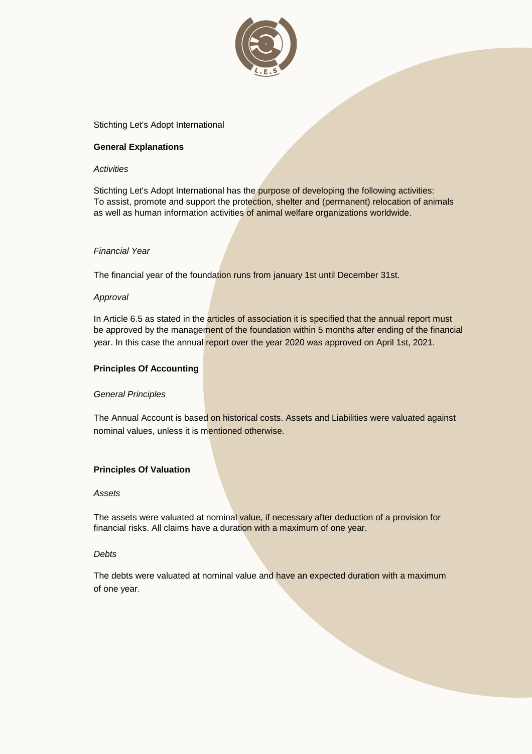Stichting Let's Adopt International

## General Explanations

*Activities*

Stichting Let's Adopt International has the purpose of developing the following activities:
To assist, promote and support the protection, shelter and (permanent) relocation of animals as well as human information activities of animal welfare organizations worldwide.

*Financial Year*

The financial year of the foundation runs from january 1st until December 31st.

*Approval*

In Article 6.5 as stated in the articles of association it is specified that the annual report must be approved by the management of the foundation within 5 months after ending of the financial year. In this case the annual report over the year 2020 was approved on April 1st, 2021.

## Principles Of Accounting

*General Principles*

The Annual Account is based on historical costs. Assets and Liabilities were valuated against nominal values, unless it is mentioned otherwise.

## Principles Of Valuation

*Assets*

The assets were valuated at nominal value, if necessary after deduction of a provision for financial risks. All claims have a duration with a maximum of one year.

*Debts*

The debts were valuated at nominal value and have an expected duration with a maximum of one year.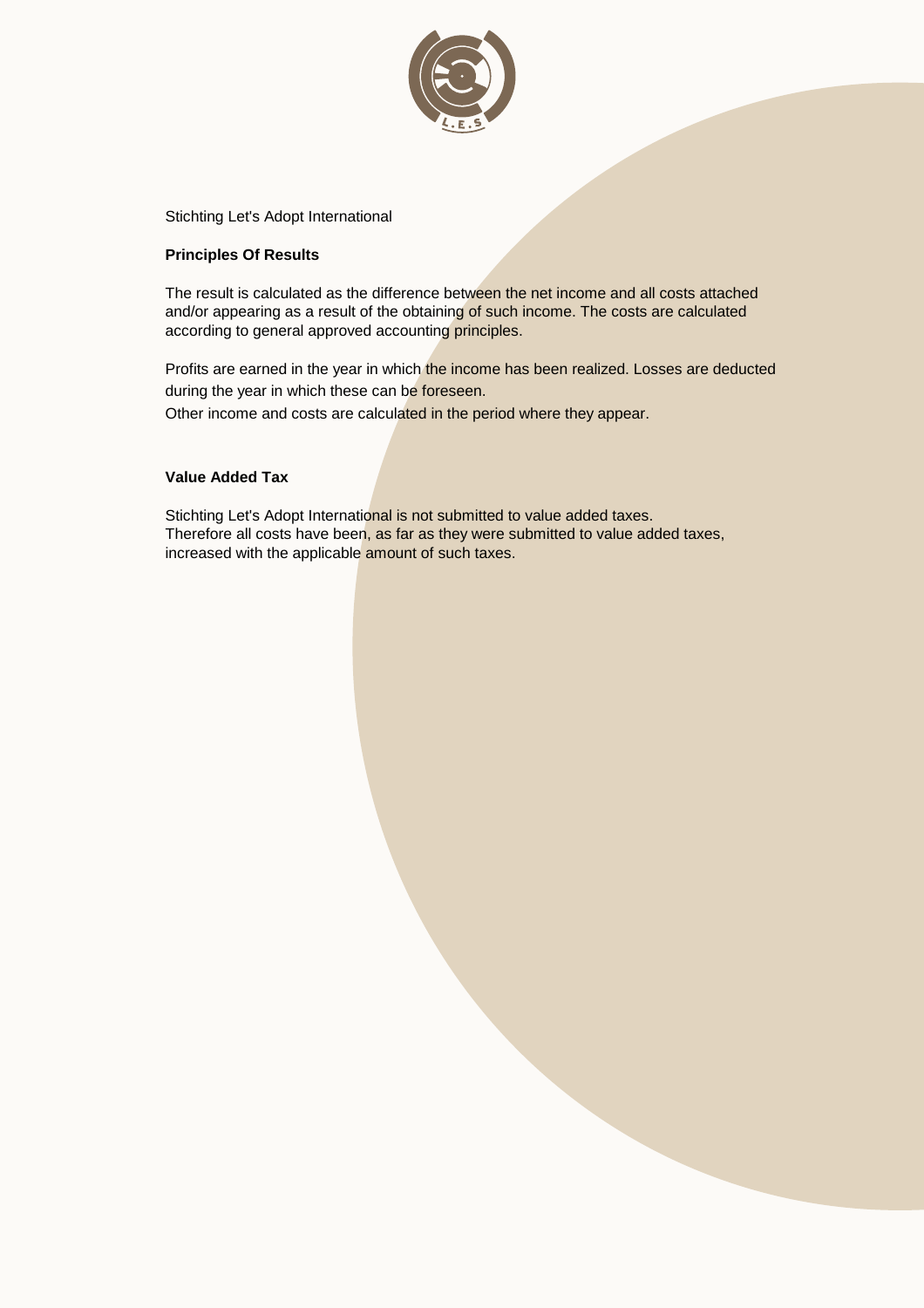Stichting Let's Adopt International

**Principles Of Results**

The result is calculated as the difference between the net income and all costs attached and/or appearing as a result of the obtaining of such income. The costs are calculated according to general approved accounting principles.

Profits are earned in the year in which the income has been realized. Losses are deducted during the year in which these can be foreseen.
Other income and costs are calculated in the period where they appear.

**Value Added Tax**

Stichting Let's Adopt International is not submitted to value added taxes.
Therefore all costs have been, as far as they were submitted to value added taxes, increased with the applicable amount of such taxes.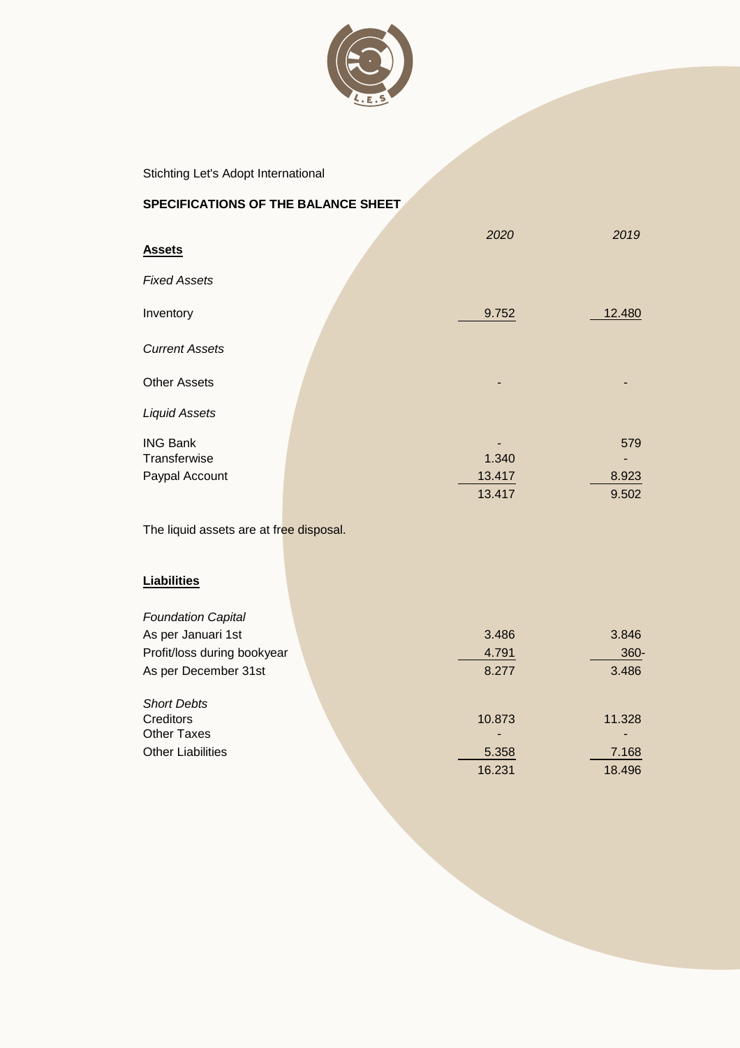Stichting Let's Adopt International

## SPECIFICATIONS OF THE BALANCE SHEET

| | *2020* | *2019* |
|---|---|---|
| **Assets** | | |
| *Fixed Assets* | | |
| Inventory | 9.752 | 12.480 |
| *Current Assets* | | |
| Other Assets | - | - |
| *Liquid Assets* | | |
| ING Bank | - | 579 |
| Transferwise | 1.340 | - |
| Paypal Account | 13.417 | 8.923 |
| | 13.417 | 9.502 |

The liquid assets are at free disposal.

| | *2020* | *2019* |
|---|---|---|
| **Liabilities** | | |
| *Foundation Capital* | | |
| As per Januari 1st | 3.486 | 3.846 |
| Profit/loss during bookyear | 4.791 | 360- |
| As per December 31st | 8.277 | 3.486 |
| *Short Debts* | | |
| Creditors | 10.873 | 11.328 |
| Other Taxes | - | - |
| Other Liabilities | 5.358 | 7.168 |
| | 16.231 | 18.496 |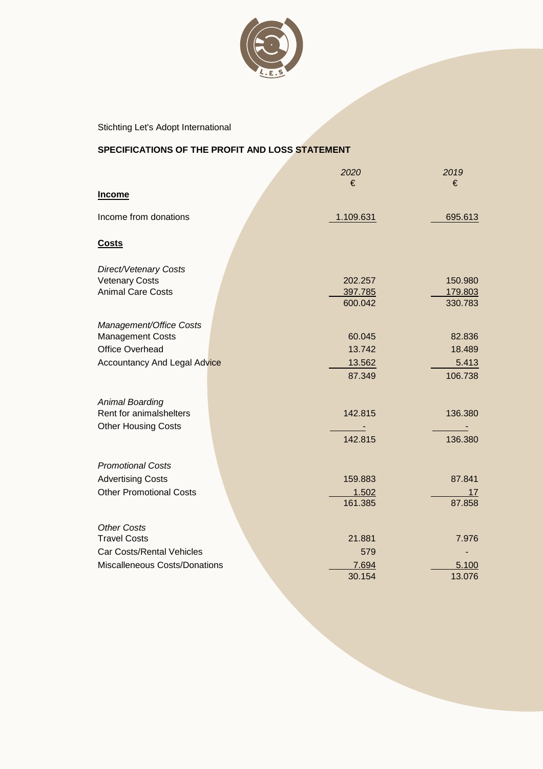Stichting Let's Adopt International

## SPECIFICATIONS OF THE PROFIT AND LOSS STATEMENT

| | *2020* | *2019* |
|---|---|---|
| | € | € |
| **Income** | | |
| Income from donations | 1.109.631 | 695.613 |
| **Costs** | | |
| *Direct/Vetenary Costs* | | |
| Vetenary Costs | 202.257 | 150.980 |
| Animal Care Costs | 397.785 | 179.803 |
| | 600.042 | 330.783 |
| *Management/Office Costs* | | |
| Management Costs | 60.045 | 82.836 |
| Office Overhead | 13.742 | 18.489 |
| Accountancy And Legal Advice | 13.562 | 5.413 |
| | 87.349 | 106.738 |
| *Animal Boarding* | | |
| Rent for animalshelters | 142.815 | 136.380 |
| Other Housing Costs | - | - |
| | 142.815 | 136.380 |
| *Promotional Costs* | | |
| Advertising Costs | 159.883 | 87.841 |
| Other Promotional Costs | 1.502 | 17 |
| | 161.385 | 87.858 |
| *Other Costs* | | |
| Travel Costs | 21.881 | 7.976 |
| Car Costs/Rental Vehicles | 579 | - |
| Miscalleneous Costs/Donations | 7.694 | 5.100 |
| | 30.154 | 13.076 |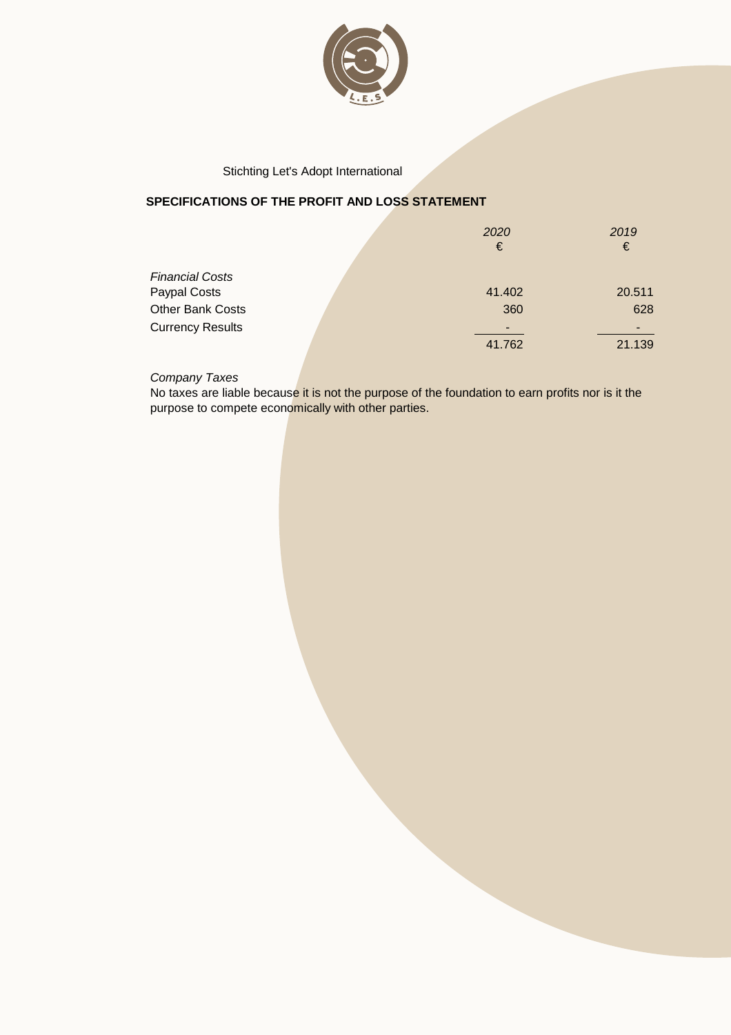Stichting Let's Adopt International

## SPECIFICATIONS OF THE PROFIT AND LOSS STATEMENT

| | *2020* | *2019* |
|---|---|---|
| | € | € |
| *Financial Costs* | | |
| Paypal Costs | 41.402 | 20.511 |
| Other Bank Costs | 360 | 628 |
| Currency Results | - | - |
| | 41.762 | 21.139 |

*Company Taxes*

No taxes are liable because it is not the purpose of the foundation to earn profits nor is it the purpose to compete economically with other parties.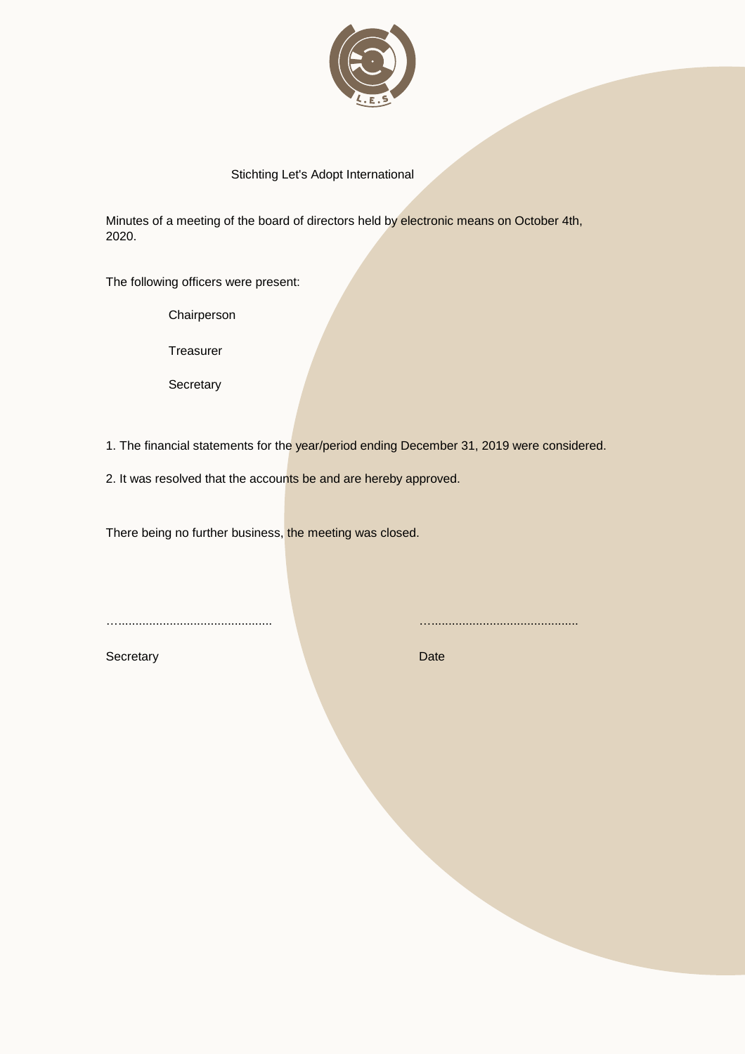Stichting Let's Adopt International

Minutes of a meeting of the board of directors held by electronic means on October 4th, 2020.

The following officers were present:

Chairperson

Treasurer

Secretary

1. The financial statements for the year/period ending December 31, 2019 were considered.

2. It was resolved that the accounts be and are hereby approved.

There being no further business, the meeting was closed.

…...........................................  …..........................................

Secretary  Date